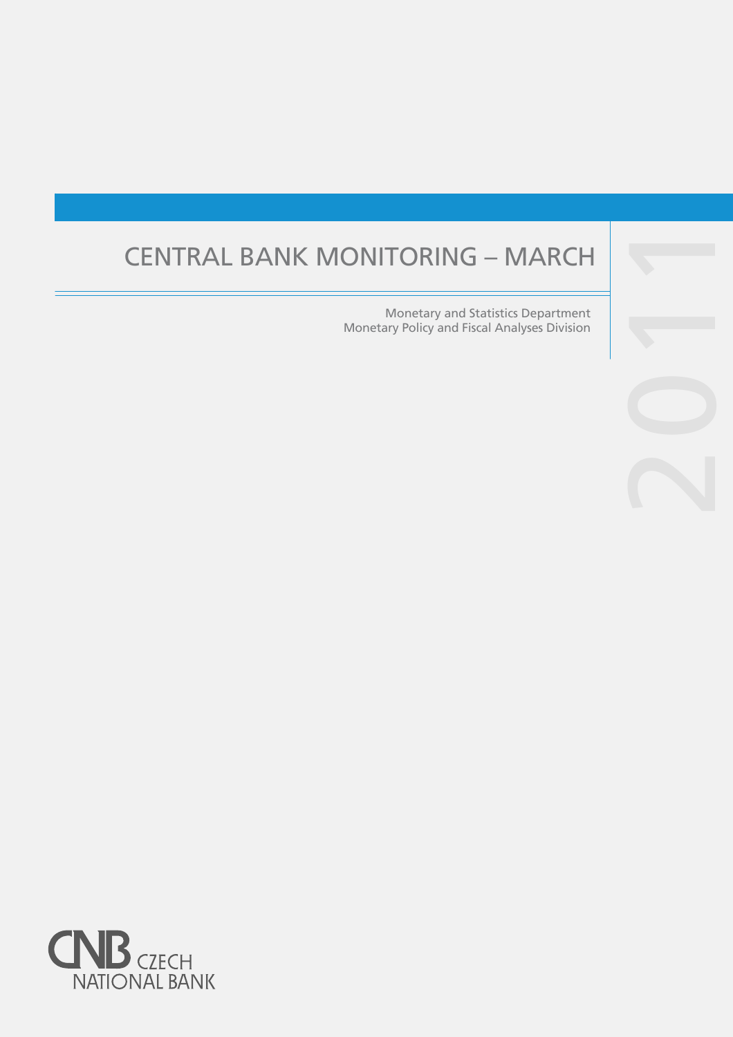# CENTRAL BANK MONITORING – MARCH

Monetary and Statistics Department
Monetary Policy and Fiscal Analyses Division

2011

CNB CZECH NATIONAL BANK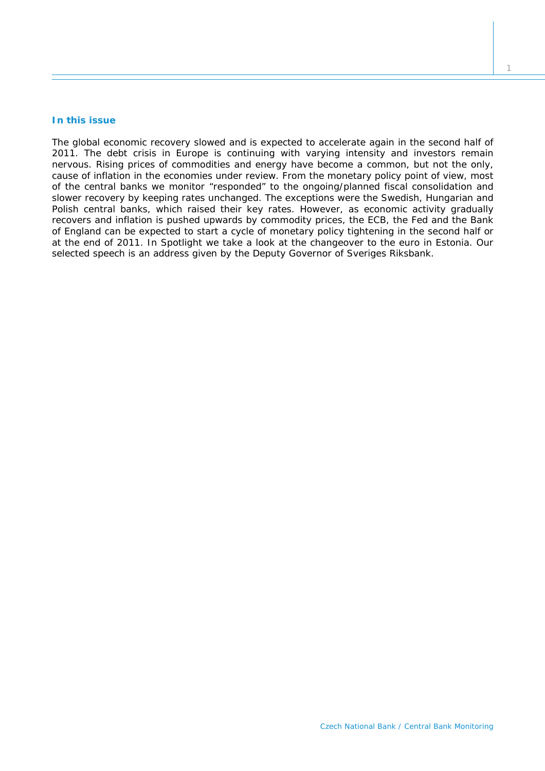## In this issue

The global economic recovery slowed and is expected to accelerate again in the second half of 2011. The debt crisis in Europe is continuing with varying intensity and investors remain nervous. Rising prices of commodities and energy have become a common, but not the only, cause of inflation in the economies under review. From the monetary policy point of view, most of the central banks we monitor "responded" to the ongoing/planned fiscal consolidation and slower recovery by keeping rates unchanged. The exceptions were the Swedish, Hungarian and Polish central banks, which raised their key rates. However, as economic activity gradually recovers and inflation is pushed upwards by commodity prices, the ECB, the Fed and the Bank of England can be expected to start a cycle of monetary policy tightening in the second half or at the end of 2011. In Spotlight we take a look at the changeover to the euro in Estonia. Our selected speech is an address given by the Deputy Governor of Sveriges Riksbank.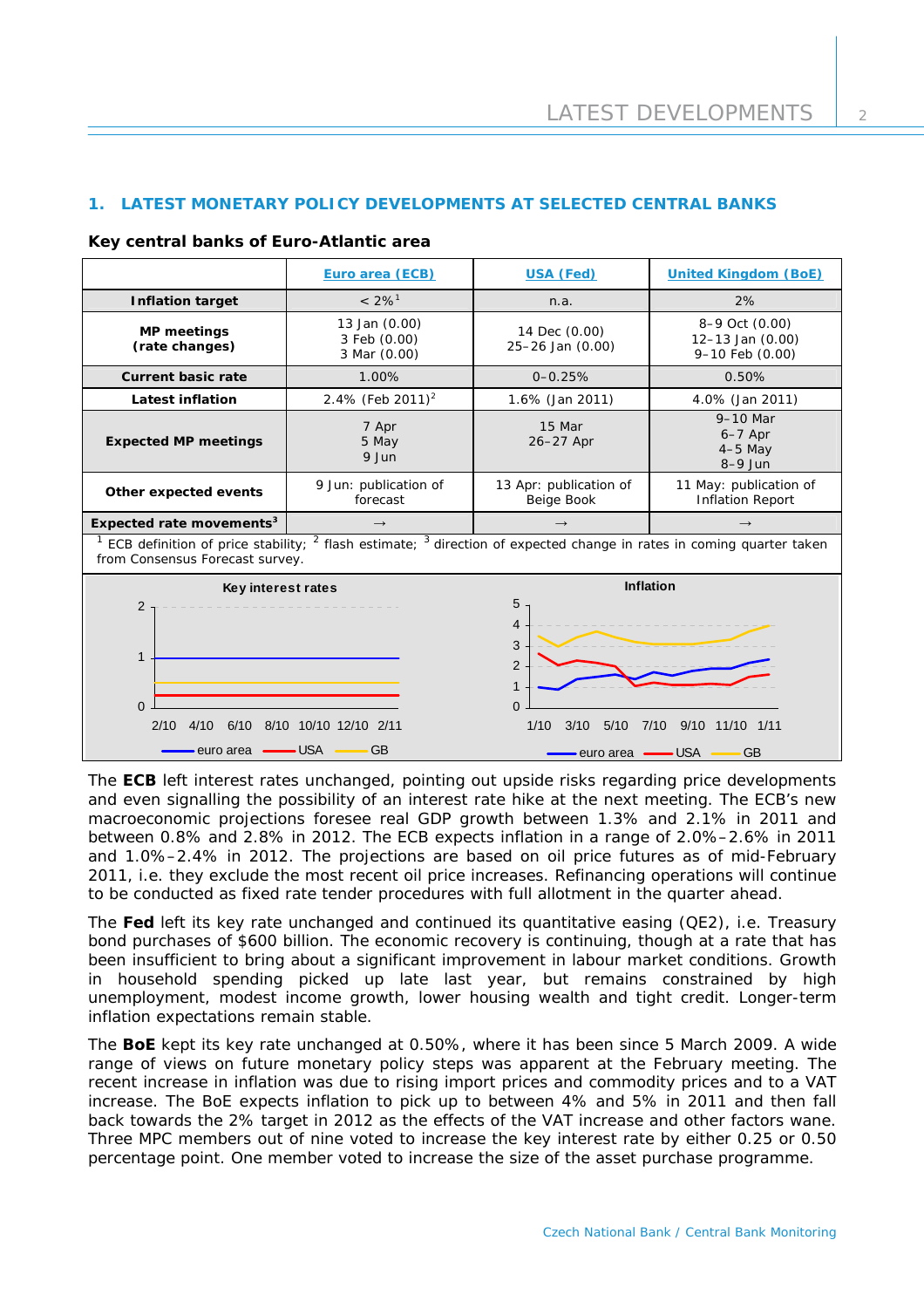## 1. LATEST MONETARY POLICY DEVELOPMENTS AT SELECTED CENTRAL BANKS

**Key central banks of Euro-Atlantic area**

| | Euro area (ECB) | USA (Fed) | United Kingdom (BoE) |
|---|---|---|---|
| **Inflation target** | < 2%[1] | n.a. | 2% |
| **MP meetings (rate changes)** | 13 Jan (0.00)<br>3 Feb (0.00)<br>3 Mar (0.00) | 14 Dec (0.00)<br>25–26 Jan (0.00) | 8–9 Oct (0.00)<br>12–13 Jan (0.00)<br>9–10 Feb (0.00) |
| **Current basic rate** | 1.00% | 0–0.25% | 0.50% |
| **Latest inflation** | 2.4% (Feb 2011)[2] | 1.6% (Jan 2011) | 4.0% (Jan 2011) |
| **Expected MP meetings** | 7 Apr<br>5 May<br>9 Jun | 15 Mar<br>26–27 Apr | 9–10 Mar<br>6–7 Apr<br>4–5 May<br>8–9 Jun |
| **Other expected events** | 9 Jun: publication of forecast | 13 Apr: publication of Beige Book | 11 May: publication of Inflation Report |
| **Expected rate movements**[3] | → | → | → |

[1] ECB definition of price stability; [2] flash estimate; [3] direction of expected change in rates in coming quarter taken from Consensus Forecast survey.

**Key interest rates**

**Inflation**

The **ECB** left interest rates unchanged, pointing out upside risks regarding price developments and even signalling the possibility of an interest rate hike at the next meeting. The ECB's new macroeconomic projections foresee real GDP growth between 1.3% and 2.1% in 2011 and between 0.8% and 2.8% in 2012. The ECB expects inflation in a range of 2.0%–2.6% in 2011 and 1.0%–2.4% in 2012. The projections are based on oil price futures as of mid-February 2011, i.e. they exclude the most recent oil price increases. Refinancing operations will continue to be conducted as fixed rate tender procedures with full allotment in the quarter ahead.

The **Fed** left its key rate unchanged and continued its quantitative easing (QE2), i.e. Treasury bond purchases of $600 billion. The economic recovery is continuing, though at a rate that has been insufficient to bring about a significant improvement in labour market conditions. Growth in household spending picked up late last year, but remains constrained by high unemployment, modest income growth, lower housing wealth and tight credit. Longer-term inflation expectations remain stable.

The **BoE** kept its key rate unchanged at 0.50%, where it has been since 5 March 2009. A wide range of views on future monetary policy steps was apparent at the February meeting. The recent increase in inflation was due to rising import prices and commodity prices and to a VAT increase. The BoE expects inflation to pick up to between 4% and 5% in 2011 and then fall back towards the 2% target in 2012 as the effects of the VAT increase and other factors wane. Three MPC members out of nine voted to increase the key interest rate by either 0.25 or 0.50 percentage point. One member voted to increase the size of the asset purchase programme.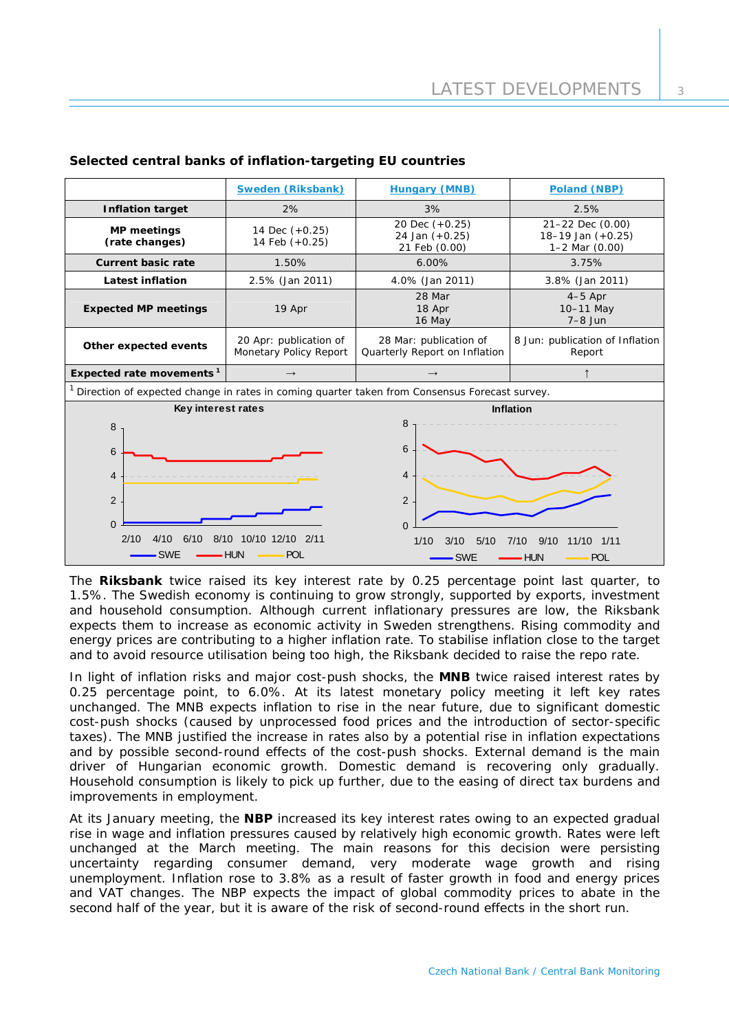**Selected central banks of inflation-targeting EU countries**

| | Sweden (Riksbank) | Hungary (MNB) | Poland (NBP) |
|---|---|---|---|
| **Inflation target** | 2% | 3% | 2.5% |
| **MP meetings (rate changes)** | 14 Dec (+0.25)<br>14 Feb (+0.25) | 20 Dec (+0.25)<br>24 Jan (+0.25)<br>21 Feb (0.00) | 21–22 Dec (0.00)<br>18–19 Jan (+0.25)<br>1–2 Mar (0.00) |
| **Current basic rate** | 1.50% | 6.00% | 3.75% |
| **Latest inflation** | 2.5% (Jan 2011) | 4.0% (Jan 2011) | 3.8% (Jan 2011) |
| **Expected MP meetings** | 19 Apr | 28 Mar<br>18 Apr<br>16 May | 4–5 Apr<br>10–11 May<br>7–8 Jun |
| **Other expected events** | 20 Apr: publication of Monetary Policy Report | 28 Mar: publication of Quarterly Report on Inflation | 8 Jun: publication of Inflation Report |
| **Expected rate movements**[1] | → | → | ↑ |

[1] Direction of expected change in rates in coming quarter taken from Consensus Forecast survey.

**Key interest rates**

**Inflation**

The **Riksbank** twice raised its key interest rate by 0.25 percentage point last quarter, to 1.5%. The Swedish economy is continuing to grow strongly, supported by exports, investment and household consumption. Although current inflationary pressures are low, the Riksbank expects them to increase as economic activity in Sweden strengthens. Rising commodity and energy prices are contributing to a higher inflation rate. To stabilise inflation close to the target and to avoid resource utilisation being too high, the Riksbank decided to raise the repo rate.

In light of inflation risks and major cost-push shocks, the **MNB** twice raised interest rates by 0.25 percentage point, to 6.0%. At its latest monetary policy meeting it left key rates unchanged. The MNB expects inflation to rise in the near future, due to significant domestic cost-push shocks (caused by unprocessed food prices and the introduction of sector-specific taxes). The MNB justified the increase in rates also by a potential rise in inflation expectations and by possible second-round effects of the cost-push shocks. External demand is the main driver of Hungarian economic growth. Domestic demand is recovering only gradually. Household consumption is likely to pick up further, due to the easing of direct tax burdens and improvements in employment.

At its January meeting, the **NBP** increased its key interest rates owing to an expected gradual rise in wage and inflation pressures caused by relatively high economic growth. Rates were left unchanged at the March meeting. The main reasons for this decision were persisting uncertainty regarding consumer demand, very moderate wage growth and rising unemployment. Inflation rose to 3.8% as a result of faster growth in food and energy prices and VAT changes. The NBP expects the impact of global commodity prices to abate in the second half of the year, but it is aware of the risk of second-round effects in the short run.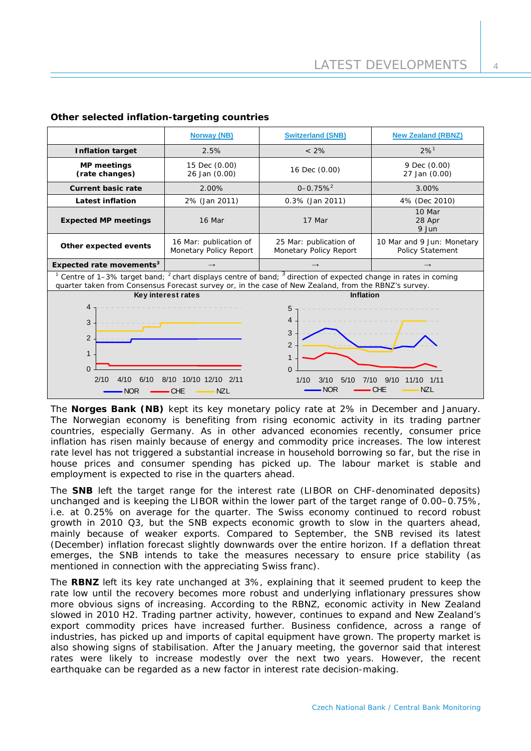### Other selected inflation-targeting countries

| | Norway (NB) | Switzerland (SNB) | New Zealand (RBNZ) |
|---|---|---|---|
| **Inflation target** | 2.5% | < 2% | 2%[1] |
| **MP meetings (rate changes)** | 15 Dec (0.00)<br>26 Jan (0.00) | 16 Dec (0.00) | 9 Dec (0.00)<br>27 Jan (0.00) |
| **Current basic rate** | 2.00% | 0–0.75%[2] | 3.00% |
| **Latest inflation** | 2% (Jan 2011) | 0.3% (Jan 2011) | 4% (Dec 2010) |
| **Expected MP meetings** | 16 Mar | 17 Mar | 10 Mar<br>28 Apr<br>9 Jun |
| **Other expected events** | 16 Mar: publication of Monetary Policy Report | 25 Mar: publication of Monetary Policy Report | 10 Mar and 9 Jun: Monetary Policy Statement |
| **Expected rate movements**[3] | → | → | → |

[1] Centre of 1–3% target band; [2] chart displays centre of band; [3] direction of expected change in rates in coming quarter taken from Consensus Forecast survey or, in the case of New Zealand, from the RBNZ's survey.

The **Norges Bank (NB)** kept its key monetary policy rate at 2% in December and January. The Norwegian economy is benefiting from rising economic activity in its trading partner countries, especially Germany. As in other advanced economies recently, consumer price inflation has risen mainly because of energy and commodity price increases. The low interest rate level has not triggered a substantial increase in household borrowing so far, but the rise in house prices and consumer spending has picked up. The labour market is stable and employment is expected to rise in the quarters ahead.

The **SNB** left the target range for the interest rate (LIBOR on CHF-denominated deposits) unchanged and is keeping the LIBOR within the lower part of the target range of 0.00–0.75%, i.e. at 0.25% on average for the quarter. The Swiss economy continued to record robust growth in 2010 Q3, but the SNB expects economic growth to slow in the quarters ahead, mainly because of weaker exports. Compared to September, the SNB revised its latest (December) inflation forecast slightly downwards over the entire horizon. If a deflation threat emerges, the SNB intends to take the measures necessary to ensure price stability (as mentioned in connection with the appreciating Swiss franc).

The **RBNZ** left its key rate unchanged at 3%, explaining that it seemed prudent to keep the rate low until the recovery becomes more robust and underlying inflationary pressures show more obvious signs of increasing. According to the RBNZ, economic activity in New Zealand slowed in 2010 H2. Trading partner activity, however, continues to expand and New Zealand's export commodity prices have increased further. Business confidence, across a range of industries, has picked up and imports of capital equipment have grown. The property market is also showing signs of stabilisation. After the January meeting, the governor said that interest rates were likely to increase modestly over the next two years. However, the recent earthquake can be regarded as a new factor in interest rate decision-making.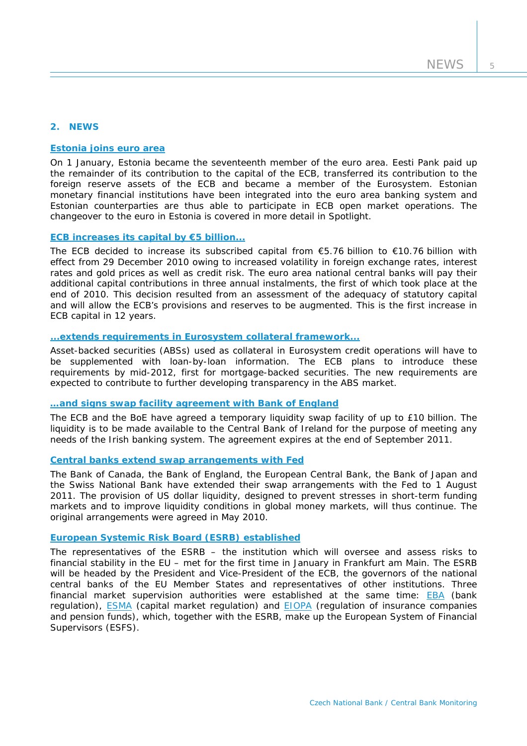## 2. NEWS

### Estonia joins euro area

On 1 January, Estonia became the seventeenth member of the euro area. Eesti Pank paid up the remainder of its contribution to the capital of the ECB, transferred its contribution to the foreign reserve assets of the ECB and became a member of the Eurosystem. Estonian monetary financial institutions have been integrated into the euro area banking system and Estonian counterparties are thus able to participate in ECB open market operations. The changeover to the euro in Estonia is covered in more detail in Spotlight.

### ECB increases its capital by €5 billion...

The ECB decided to increase its subscribed capital from €5.76 billion to €10.76 billion with effect from 29 December 2010 owing to increased volatility in foreign exchange rates, interest rates and gold prices as well as credit risk. The euro area national central banks will pay their additional capital contributions in three annual instalments, the first of which took place at the end of 2010. This decision resulted from an assessment of the adequacy of statutory capital and will allow the ECB's provisions and reserves to be augmented. This is the first increase in ECB capital in 12 years.

### ...extends requirements in Eurosystem collateral framework...

Asset-backed securities (ABSs) used as collateral in Eurosystem credit operations will have to be supplemented with loan-by-loan information. The ECB plans to introduce these requirements by mid-2012, first for mortgage-backed securities. The new requirements are expected to contribute to further developing transparency in the ABS market.

### ...and signs swap facility agreement with Bank of England

The ECB and the BoE have agreed a temporary liquidity swap facility of up to £10 billion. The liquidity is to be made available to the Central Bank of Ireland for the purpose of meeting any needs of the Irish banking system. The agreement expires at the end of September 2011.

### Central banks extend swap arrangements with Fed

The Bank of Canada, the Bank of England, the European Central Bank, the Bank of Japan and the Swiss National Bank have extended their swap arrangements with the Fed to 1 August 2011. The provision of US dollar liquidity, designed to prevent stresses in short-term funding markets and to improve liquidity conditions in global money markets, will thus continue. The original arrangements were agreed in May 2010.

### European Systemic Risk Board (ESRB) established

The representatives of the ESRB – the institution which will oversee and assess risks to financial stability in the EU – met for the first time in January in Frankfurt am Main. The ESRB will be headed by the President and Vice-President of the ECB, the governors of the national central banks of the EU Member States and representatives of other institutions. Three financial market supervision authorities were established at the same time: EBA (bank regulation), ESMA (capital market regulation) and EIOPA (regulation of insurance companies and pension funds), which, together with the ESRB, make up the European System of Financial Supervisors (ESFS).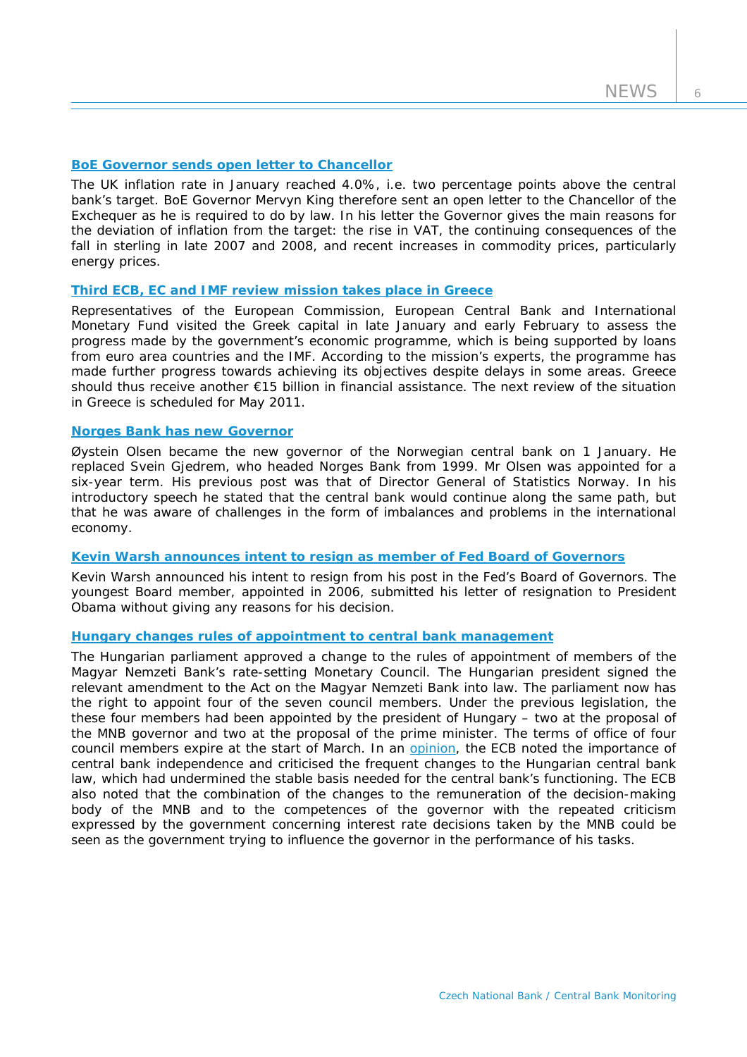### BoE Governor sends open letter to Chancellor

The UK inflation rate in January reached 4.0%, i.e. two percentage points above the central bank's target. BoE Governor Mervyn King therefore sent an open letter to the Chancellor of the Exchequer as he is required to do by law. In his letter the Governor gives the main reasons for the deviation of inflation from the target: the rise in VAT, the continuing consequences of the fall in sterling in late 2007 and 2008, and recent increases in commodity prices, particularly energy prices.

### Third ECB, EC and IMF review mission takes place in Greece

Representatives of the European Commission, European Central Bank and International Monetary Fund visited the Greek capital in late January and early February to assess the progress made by the government's economic programme, which is being supported by loans from euro area countries and the IMF. According to the mission's experts, the programme has made further progress towards achieving its objectives despite delays in some areas. Greece should thus receive another €15 billion in financial assistance. The next review of the situation in Greece is scheduled for May 2011.

### Norges Bank has new Governor

Øystein Olsen became the new governor of the Norwegian central bank on 1 January. He replaced Svein Gjedrem, who headed Norges Bank from 1999. Mr Olsen was appointed for a six-year term. His previous post was that of Director General of Statistics Norway. In his introductory speech he stated that the central bank would continue along the same path, but that he was aware of challenges in the form of imbalances and problems in the international economy.

### Kevin Warsh announces intent to resign as member of Fed Board of Governors

Kevin Warsh announced his intent to resign from his post in the Fed's Board of Governors. The youngest Board member, appointed in 2006, submitted his letter of resignation to President Obama without giving any reasons for his decision.

### Hungary changes rules of appointment to central bank management

The Hungarian parliament approved a change to the rules of appointment of members of the Magyar Nemzeti Bank's rate-setting Monetary Council. The Hungarian president signed the relevant amendment to the Act on the Magyar Nemzeti Bank into law. The parliament now has the right to appoint four of the seven council members. Under the previous legislation, the these four members had been appointed by the president of Hungary – two at the proposal of the MNB governor and two at the proposal of the prime minister. The terms of office of four council members expire at the start of March. In an opinion, the ECB noted the importance of central bank independence and criticised the frequent changes to the Hungarian central bank law, which had undermined the stable basis needed for the central bank's functioning. The ECB also noted that the combination of the changes to the remuneration of the decision-making body of the MNB and to the competences of the governor with the repeated criticism expressed by the government concerning interest rate decisions taken by the MNB could be seen as the government trying to influence the governor in the performance of his tasks.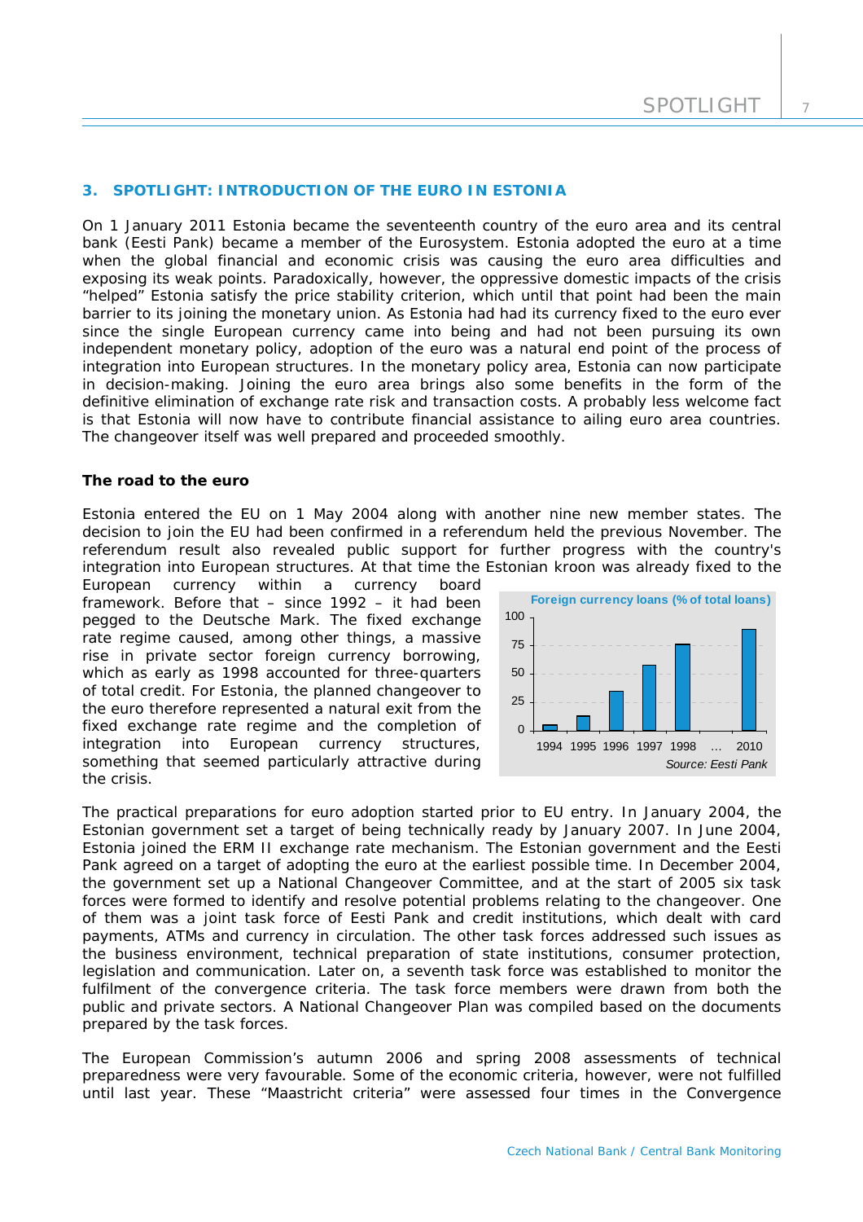## 3. SPOTLIGHT: INTRODUCTION OF THE EURO IN ESTONIA

On 1 January 2011 Estonia became the seventeenth country of the euro area and its central bank (Eesti Pank) became a member of the Eurosystem. Estonia adopted the euro at a time when the global financial and economic crisis was causing the euro area difficulties and exposing its weak points. Paradoxically, however, the oppressive domestic impacts of the crisis "helped" Estonia satisfy the price stability criterion, which until that point had been the main barrier to its joining the monetary union. As Estonia had had its currency fixed to the euro ever since the single European currency came into being and had not been pursuing its own independent monetary policy, adoption of the euro was a natural end point of the process of integration into European structures. In the monetary policy area, Estonia can now participate in decision-making. Joining the euro area brings also some benefits in the form of the definitive elimination of exchange rate risk and transaction costs. A probably less welcome fact is that Estonia will now have to contribute financial assistance to ailing euro area countries. The changeover itself was well prepared and proceeded smoothly.

**The road to the euro**

Estonia entered the EU on 1 May 2004 along with another nine new member states. The decision to join the EU had been confirmed in a referendum held the previous November. The referendum result also revealed public support for further progress with the country's integration into European structures. At that time the Estonian kroon was already fixed to the European currency within a currency board framework. Before that – since 1992 – it had been pegged to the Deutsche Mark. The fixed exchange rate regime caused, among other things, a massive rise in private sector foreign currency borrowing, which as early as 1998 accounted for three-quarters of total credit. For Estonia, the planned changeover to the euro therefore represented a natural exit from the fixed exchange rate regime and the completion of integration into European currency structures, something that seemed particularly attractive during the crisis.

**Foreign currency loans (% of total loans)**

| 1994 | 1995 | 1996 | 1997 | 1998 | ... | 2010 |
|---|---|---|---|---|---|---|
| 5 | 13 | 35 | 58 | 77 | | 90 |

*Source: Eesti Pank*

The practical preparations for euro adoption started prior to EU entry. In January 2004, the Estonian government set a target of being technically ready by January 2007. In June 2004, Estonia joined the ERM II exchange rate mechanism. The Estonian government and the Eesti Pank agreed on a target of adopting the euro at the earliest possible time. In December 2004, the government set up a National Changeover Committee, and at the start of 2005 six task forces were formed to identify and resolve potential problems relating to the changeover. One of them was a joint task force of Eesti Pank and credit institutions, which dealt with card payments, ATMs and currency in circulation. The other task forces addressed such issues as the business environment, technical preparation of state institutions, consumer protection, legislation and communication. Later on, a seventh task force was established to monitor the fulfilment of the convergence criteria. The task force members were drawn from both the public and private sectors. A National Changeover Plan was compiled based on the documents prepared by the task forces.

The European Commission's autumn 2006 and spring 2008 assessments of technical preparedness were very favourable. Some of the economic criteria, however, were not fulfilled until last year. These "Maastricht criteria" were assessed four times in the Convergence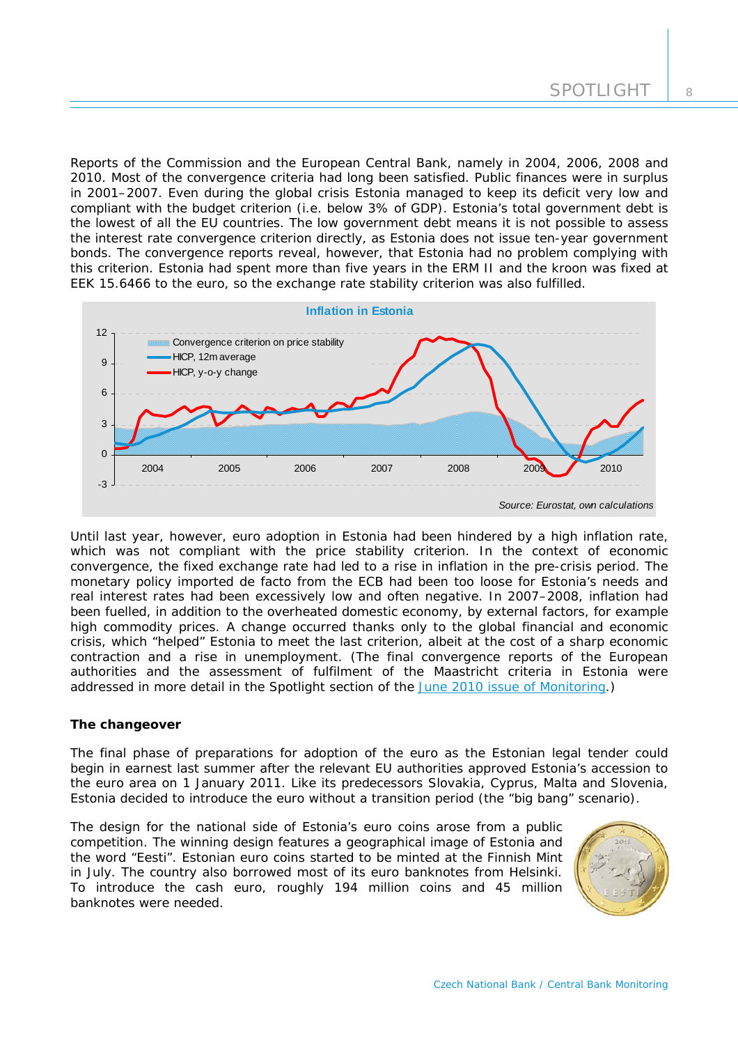Reports of the Commission and the European Central Bank, namely in 2004, 2006, 2008 and 2010. Most of the convergence criteria had long been satisfied. Public finances were in surplus in 2001–2007. Even during the global crisis Estonia managed to keep its deficit very low and compliant with the budget criterion (i.e. below 3% of GDP). Estonia's total government debt is the lowest of all the EU countries. The low government debt means it is not possible to assess the interest rate convergence criterion directly, as Estonia does not issue ten-year government bonds. The convergence reports reveal, however, that Estonia had no problem complying with this criterion. Estonia had spent more than five years in the ERM II and the kroon was fixed at EEK 15.6466 to the euro, so the exchange rate stability criterion was also fulfilled.

**Inflation in Estonia**

Convergence criterion on price stability; HICP, 12m average; HICP, y-o-y change

*Source: Eurostat, own calculations*

Until last year, however, euro adoption in Estonia had been hindered by a high inflation rate, which was not compliant with the price stability criterion. In the context of economic convergence, the fixed exchange rate had led to a rise in inflation in the pre-crisis period. The monetary policy imported de facto from the ECB had been too loose for Estonia's needs and real interest rates had been excessively low and often negative. In 2007–2008, inflation had been fuelled, in addition to the overheated domestic economy, by external factors, for example high commodity prices. A change occurred thanks only to the global financial and economic crisis, which "helped" Estonia to meet the last criterion, albeit at the cost of a sharp economic contraction and a rise in unemployment. (The final convergence reports of the European authorities and the assessment of fulfilment of the Maastricht criteria in Estonia were addressed in more detail in the Spotlight section of the June 2010 issue of Monitoring.)

**The changeover**

The final phase of preparations for adoption of the euro as the Estonian legal tender could begin in earnest last summer after the relevant EU authorities approved Estonia's accession to the euro area on 1 January 2011. Like its predecessors Slovakia, Cyprus, Malta and Slovenia, Estonia decided to introduce the euro without a transition period (the "big bang" scenario).

The design for the national side of Estonia's euro coins arose from a public competition. The winning design features a geographical image of Estonia and the word "Eesti". Estonian euro coins started to be minted at the Finnish Mint in July. The country also borrowed most of its euro banknotes from Helsinki. To introduce the cash euro, roughly 194 million coins and 45 million banknotes were needed.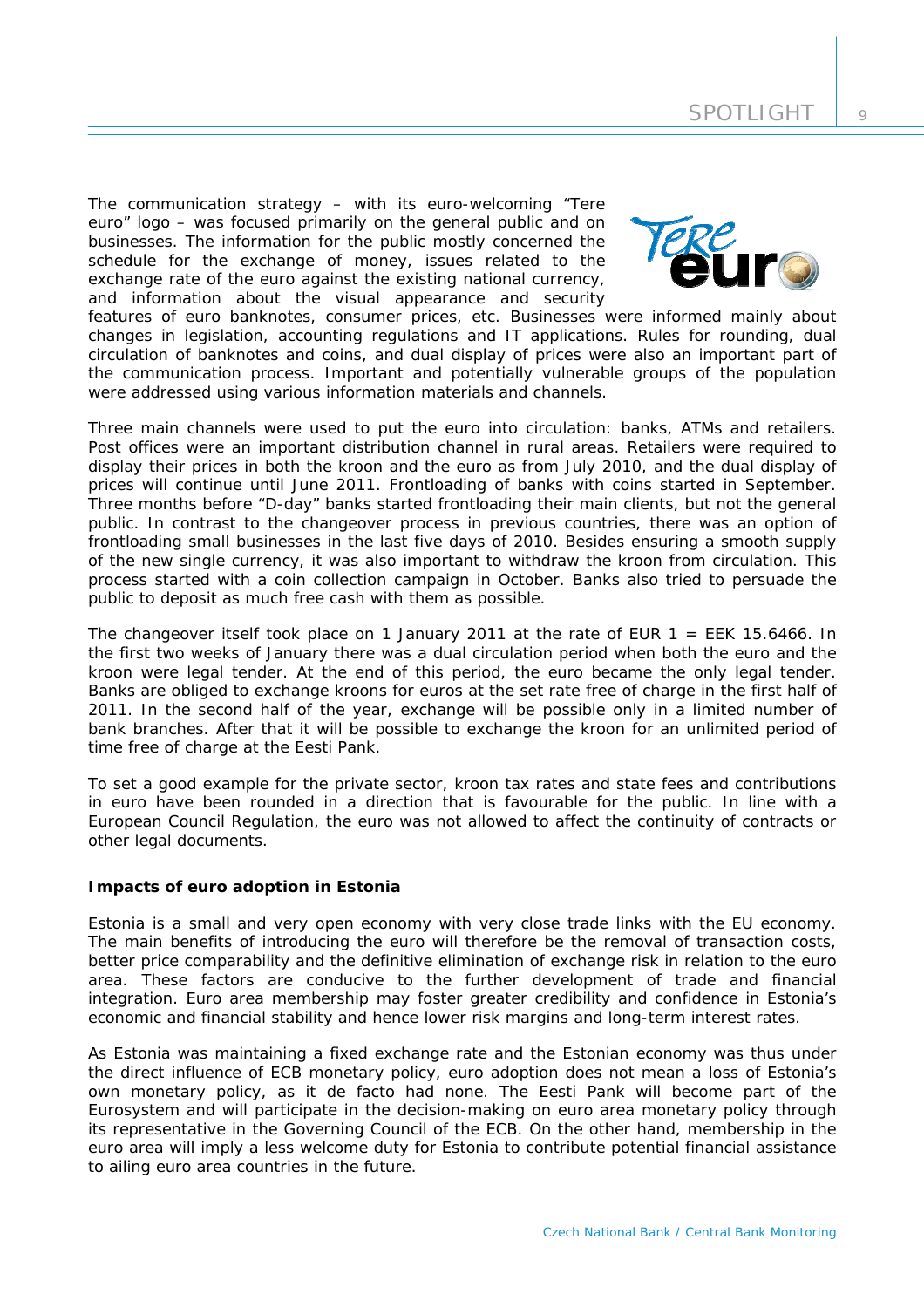The communication strategy – with its euro-welcoming "Tere euro" logo – was focused primarily on the general public and on businesses. The information for the public mostly concerned the schedule for the exchange of money, issues related to the exchange rate of the euro against the existing national currency, and information about the visual appearance and security features of euro banknotes, consumer prices, etc. Businesses were informed mainly about changes in legislation, accounting regulations and IT applications. Rules for rounding, dual circulation of banknotes and coins, and dual display of prices were also an important part of the communication process. Important and potentially vulnerable groups of the population were addressed using various information materials and channels.

Three main channels were used to put the euro into circulation: banks, ATMs and retailers. Post offices were an important distribution channel in rural areas. Retailers were required to display their prices in both the kroon and the euro as from July 2010, and the dual display of prices will continue until June 2011. Frontloading of banks with coins started in September. Three months before "D-day" banks started frontloading their main clients, but not the general public. In contrast to the changeover process in previous countries, there was an option of frontloading small businesses in the last five days of 2010. Besides ensuring a smooth supply of the new single currency, it was also important to withdraw the kroon from circulation. This process started with a coin collection campaign in October. Banks also tried to persuade the public to deposit as much free cash with them as possible.

The changeover itself took place on 1 January 2011 at the rate of EUR 1 = EEK 15.6466. In the first two weeks of January there was a dual circulation period when both the euro and the kroon were legal tender. At the end of this period, the euro became the only legal tender. Banks are obliged to exchange kroons for euros at the set rate free of charge in the first half of 2011. In the second half of the year, exchange will be possible only in a limited number of bank branches. After that it will be possible to exchange the kroon for an unlimited period of time free of charge at the Eesti Pank.

To set a good example for the private sector, kroon tax rates and state fees and contributions in euro have been rounded in a direction that is favourable for the public. In line with a European Council Regulation, the euro was not allowed to affect the continuity of contracts or other legal documents.

**Impacts of euro adoption in Estonia**

Estonia is a small and very open economy with very close trade links with the EU economy. The main benefits of introducing the euro will therefore be the removal of transaction costs, better price comparability and the definitive elimination of exchange risk in relation to the euro area. These factors are conducive to the further development of trade and financial integration. Euro area membership may foster greater credibility and confidence in Estonia's economic and financial stability and hence lower risk margins and long-term interest rates.

As Estonia was maintaining a fixed exchange rate and the Estonian economy was thus under the direct influence of ECB monetary policy, euro adoption does not mean a loss of Estonia's own monetary policy, as it de facto had none. The Eesti Pank will become part of the Eurosystem and will participate in the decision-making on euro area monetary policy through its representative in the Governing Council of the ECB. On the other hand, membership in the euro area will imply a less welcome duty for Estonia to contribute potential financial assistance to ailing euro area countries in the future.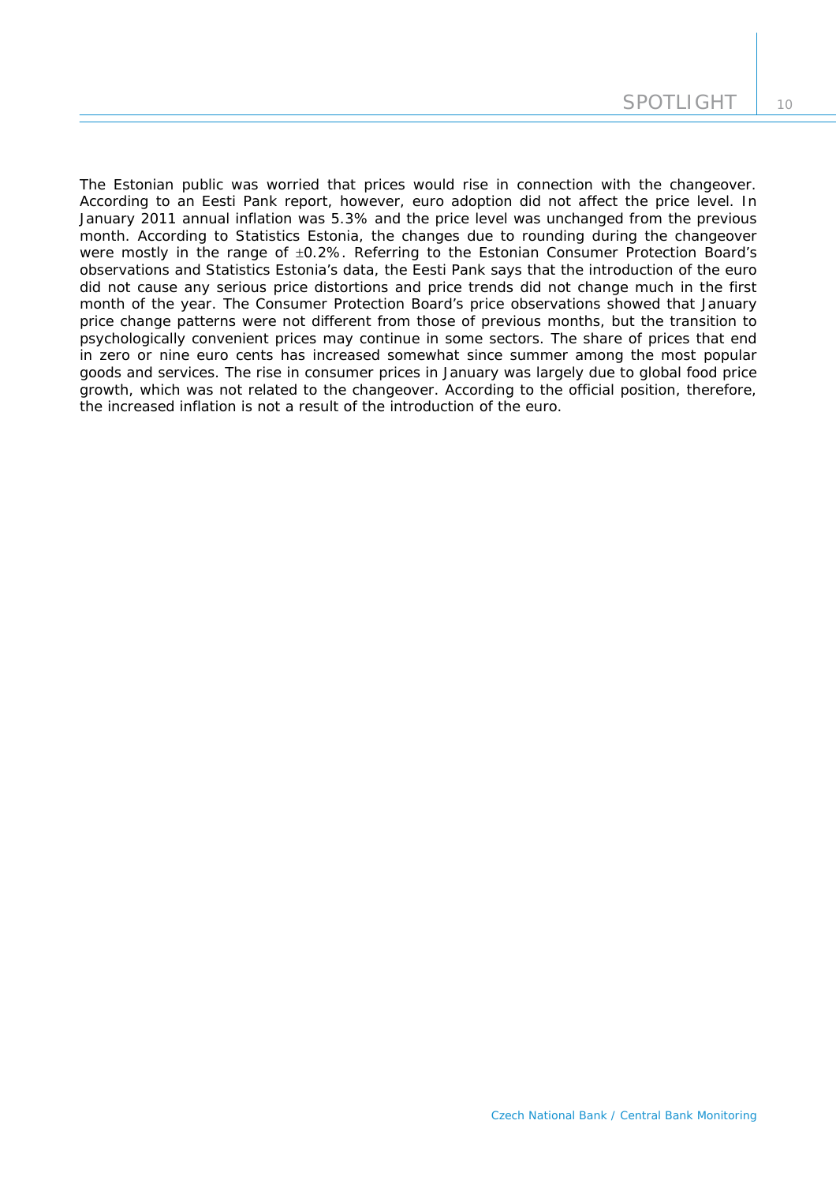The Estonian public was worried that prices would rise in connection with the changeover. According to an Eesti Pank report, however, euro adoption did not affect the price level. In January 2011 annual inflation was 5.3% and the price level was unchanged from the previous month. According to Statistics Estonia, the changes due to rounding during the changeover were mostly in the range of ±0.2%. Referring to the Estonian Consumer Protection Board's observations and Statistics Estonia's data, the Eesti Pank says that the introduction of the euro did not cause any serious price distortions and price trends did not change much in the first month of the year. The Consumer Protection Board's price observations showed that January price change patterns were not different from those of previous months, but the transition to psychologically convenient prices may continue in some sectors. The share of prices that end in zero or nine euro cents has increased somewhat since summer among the most popular goods and services. The rise in consumer prices in January was largely due to global food price growth, which was not related to the changeover. According to the official position, therefore, the increased inflation is not a result of the introduction of the euro.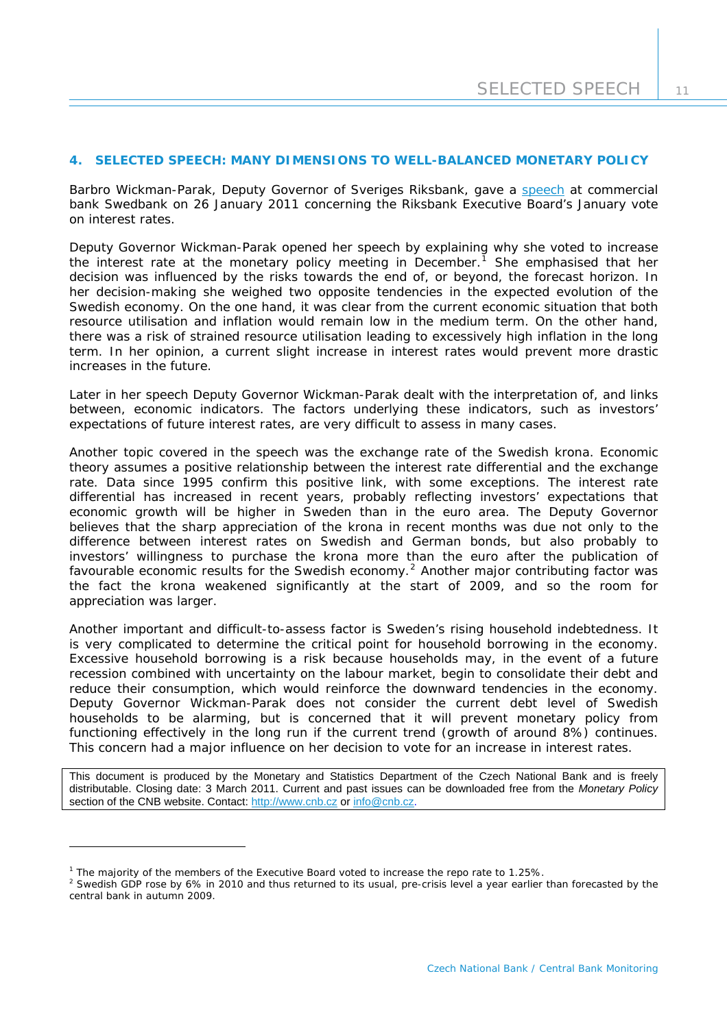## 4. SELECTED SPEECH: MANY DIMENSIONS TO WELL-BALANCED MONETARY POLICY

Barbro Wickman-Parak, Deputy Governor of Sveriges Riksbank, gave a speech at commercial bank Swedbank on 26 January 2011 concerning the Riksbank Executive Board's January vote on interest rates.

Deputy Governor Wickman-Parak opened her speech by explaining why she voted to increase the interest rate at the monetary policy meeting in December.[1] She emphasised that her decision was influenced by the risks towards the end of, or beyond, the forecast horizon. In her decision-making she weighed two opposite tendencies in the expected evolution of the Swedish economy. On the one hand, it was clear from the current economic situation that both resource utilisation and inflation would remain low in the medium term. On the other hand, there was a risk of strained resource utilisation leading to excessively high inflation in the long term. In her opinion, a current slight increase in interest rates would prevent more drastic increases in the future.

Later in her speech Deputy Governor Wickman-Parak dealt with the interpretation of, and links between, economic indicators. The factors underlying these indicators, such as investors' expectations of future interest rates, are very difficult to assess in many cases.

Another topic covered in the speech was the exchange rate of the Swedish krona. Economic theory assumes a positive relationship between the interest rate differential and the exchange rate. Data since 1995 confirm this positive link, with some exceptions. The interest rate differential has increased in recent years, probably reflecting investors' expectations that economic growth will be higher in Sweden than in the euro area. The Deputy Governor believes that the sharp appreciation of the krona in recent months was due not only to the difference between interest rates on Swedish and German bonds, but also probably to investors' willingness to purchase the krona more than the euro after the publication of favourable economic results for the Swedish economy.[2] Another major contributing factor was the fact the krona weakened significantly at the start of 2009, and so the room for appreciation was larger.

Another important and difficult-to-assess factor is Sweden's rising household indebtedness. It is very complicated to determine the critical point for household borrowing in the economy. Excessive household borrowing is a risk because households may, in the event of a future recession combined with uncertainty on the labour market, begin to consolidate their debt and reduce their consumption, which would reinforce the downward tendencies in the economy. Deputy Governor Wickman-Parak does not consider the current debt level of Swedish households to be alarming, but is concerned that it will prevent monetary policy from functioning effectively in the long run if the current trend (growth of around 8%) continues. This concern had a major influence on her decision to vote for an increase in interest rates.

This document is produced by the Monetary and Statistics Department of the Czech National Bank and is freely distributable. Closing date: 3 March 2011. Current and past issues can be downloaded free from the *Monetary Policy* section of the CNB website. Contact: http://www.cnb.cz or info@cnb.cz.

---

[1] The majority of the members of the Executive Board voted to increase the repo rate to 1.25%.

[2] Swedish GDP rose by 6% in 2010 and thus returned to its usual, pre-crisis level a year earlier than forecasted by the central bank in autumn 2009.